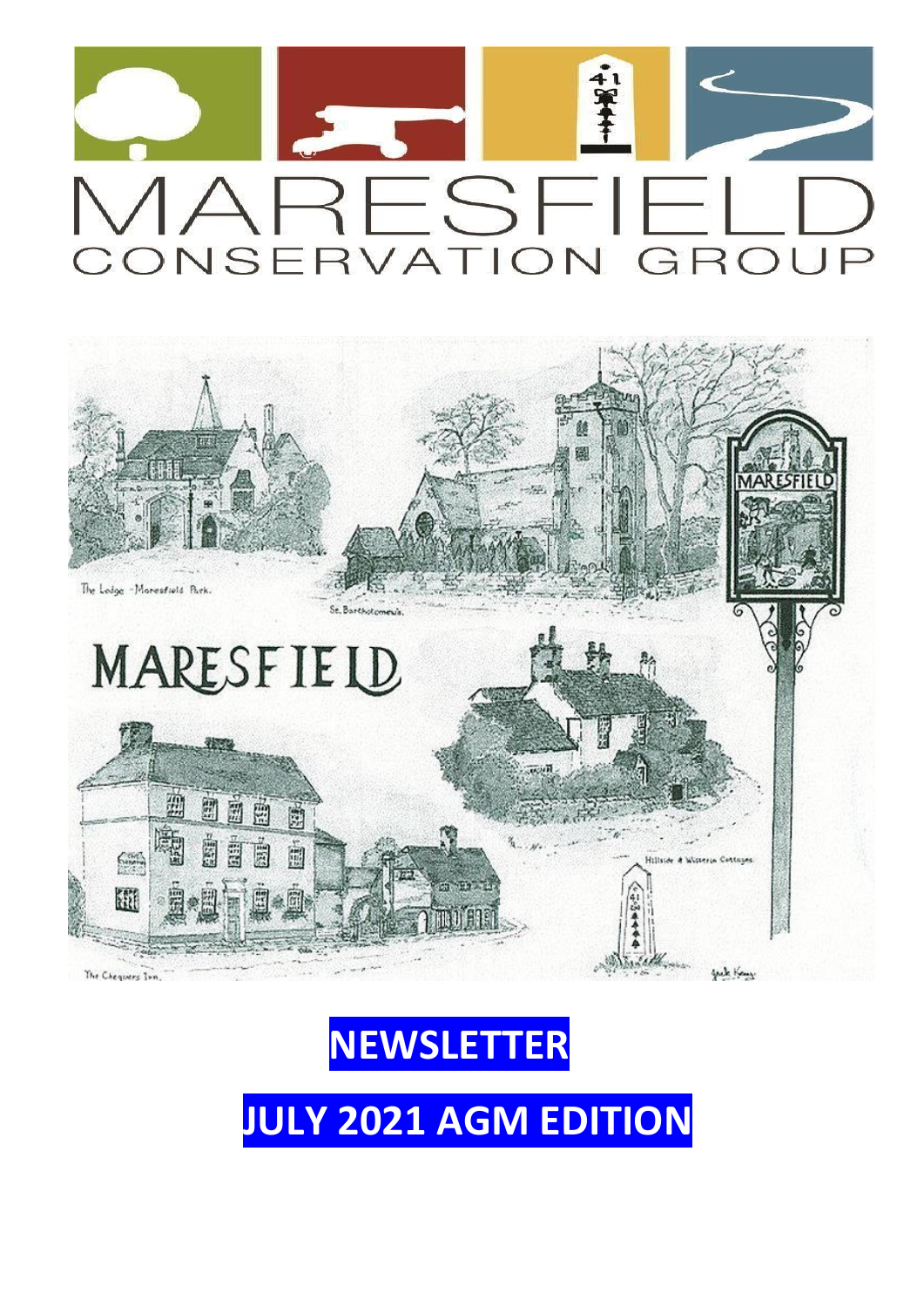# MARESFIELD
## CONSERVATION GROUP

# NEWSLETTER

# JULY 2021 AGM EDITION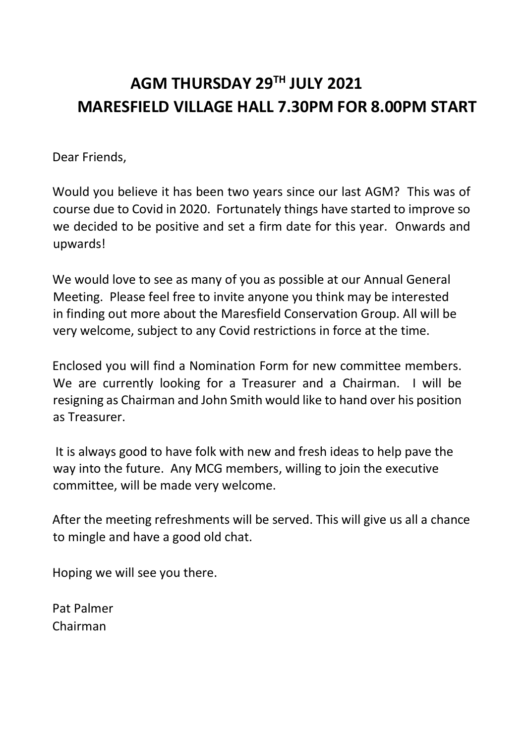# AGM THURSDAY 29TH JULY 2021
# MARESFIELD VILLAGE HALL 7.30PM FOR 8.00PM START

Dear Friends,

Would you believe it has been two years since our last AGM? This was of course due to Covid in 2020. Fortunately things have started to improve so we decided to be positive and set a firm date for this year. Onwards and upwards!

We would love to see as many of you as possible at our Annual General Meeting. Please feel free to invite anyone you think may be interested in finding out more about the Maresfield Conservation Group. All will be very welcome, subject to any Covid restrictions in force at the time.

Enclosed you will find a Nomination Form for new committee members. We are currently looking for a Treasurer and a Chairman. I will be resigning as Chairman and John Smith would like to hand over his position as Treasurer.

It is always good to have folk with new and fresh ideas to help pave the way into the future. Any MCG members, willing to join the executive committee, will be made very welcome.

After the meeting refreshments will be served. This will give us all a chance to mingle and have a good old chat.

Hoping we will see you there.

Pat Palmer
Chairman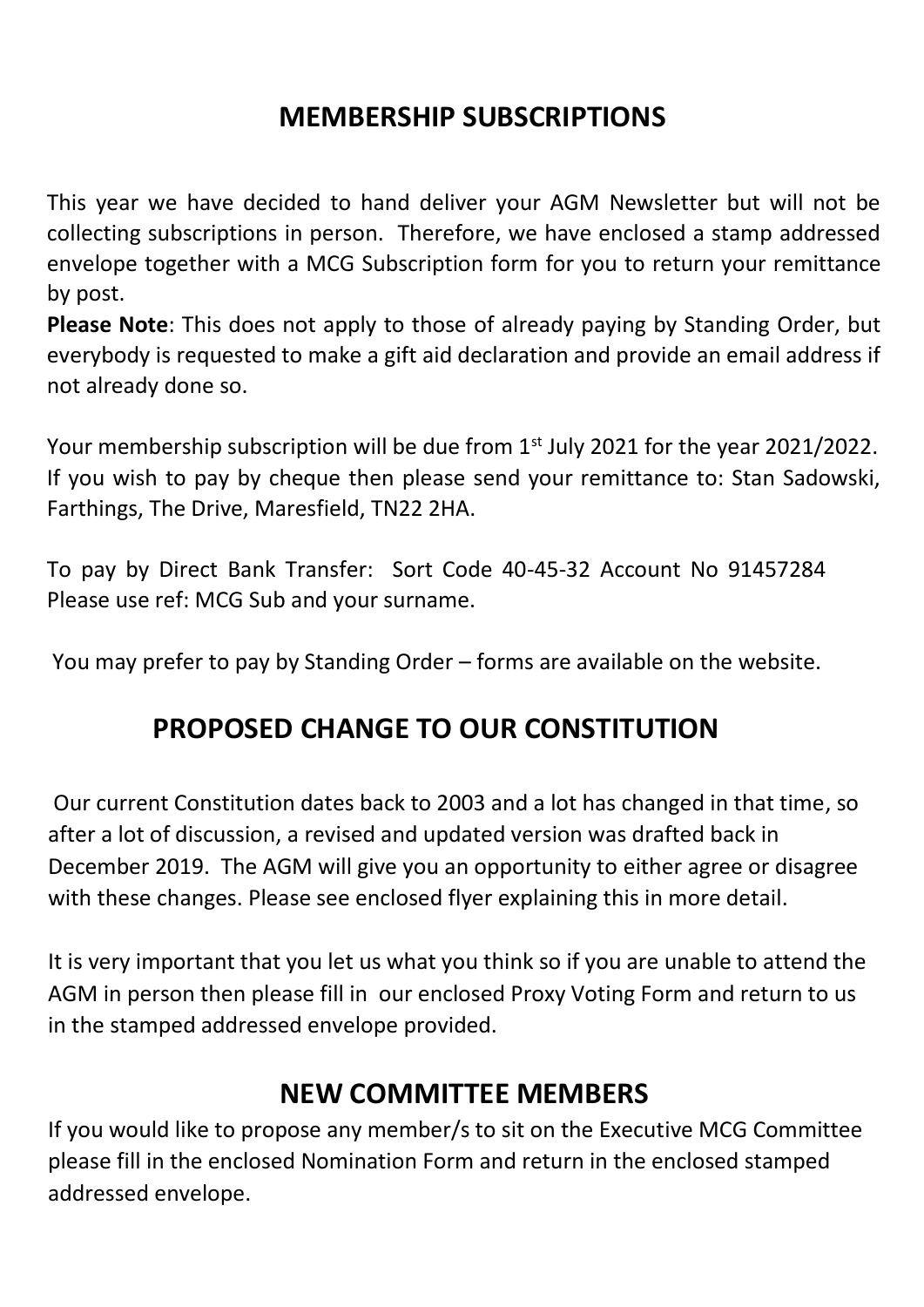## MEMBERSHIP SUBSCRIPTIONS

This year we have decided to hand deliver your AGM Newsletter but will not be collecting subscriptions in person. Therefore, we have enclosed a stamp addressed envelope together with a MCG Subscription form for you to return your remittance by post.

**Please Note**: This does not apply to those of already paying by Standing Order, but everybody is requested to make a gift aid declaration and provide an email address if not already done so.

Your membership subscription will be due from 1st July 2021 for the year 2021/2022. If you wish to pay by cheque then please send your remittance to: Stan Sadowski, Farthings, The Drive, Maresfield, TN22 2HA.

To pay by Direct Bank Transfer: Sort Code 40-45-32 Account No 91457284
Please use ref: MCG Sub and your surname.

You may prefer to pay by Standing Order – forms are available on the website.

## PROPOSED CHANGE TO OUR CONSTITUTION

Our current Constitution dates back to 2003 and a lot has changed in that time, so after a lot of discussion, a revised and updated version was drafted back in December 2019. The AGM will give you an opportunity to either agree or disagree with these changes. Please see enclosed flyer explaining this in more detail.

It is very important that you let us what you think so if you are unable to attend the AGM in person then please fill in our enclosed Proxy Voting Form and return to us in the stamped addressed envelope provided.

## NEW COMMITTEE MEMBERS

If you would like to propose any member/s to sit on the Executive MCG Committee please fill in the enclosed Nomination Form and return in the enclosed stamped addressed envelope.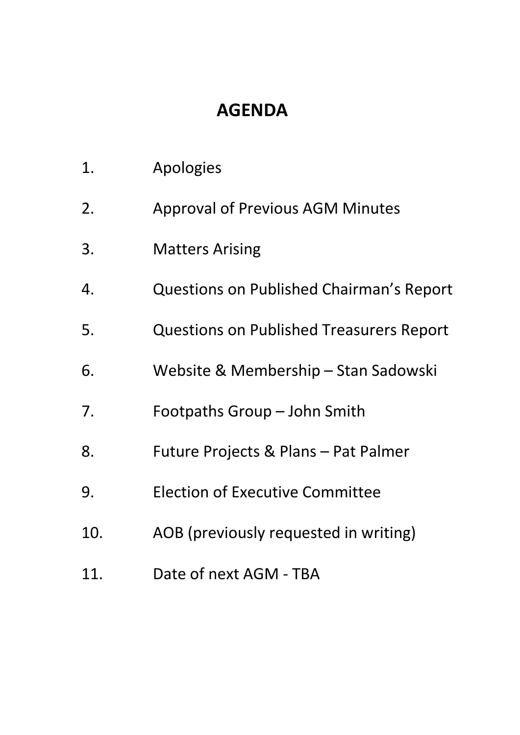# AGENDA

1. Apologies
2. Approval of Previous AGM Minutes
3. Matters Arising
4. Questions on Published Chairman's Report
5. Questions on Published Treasurers Report
6. Website & Membership – Stan Sadowski
7. Footpaths Group – John Smith
8. Future Projects & Plans – Pat Palmer
9. Election of Executive Committee
10. AOB (previously requested in writing)
11. Date of next AGM - TBA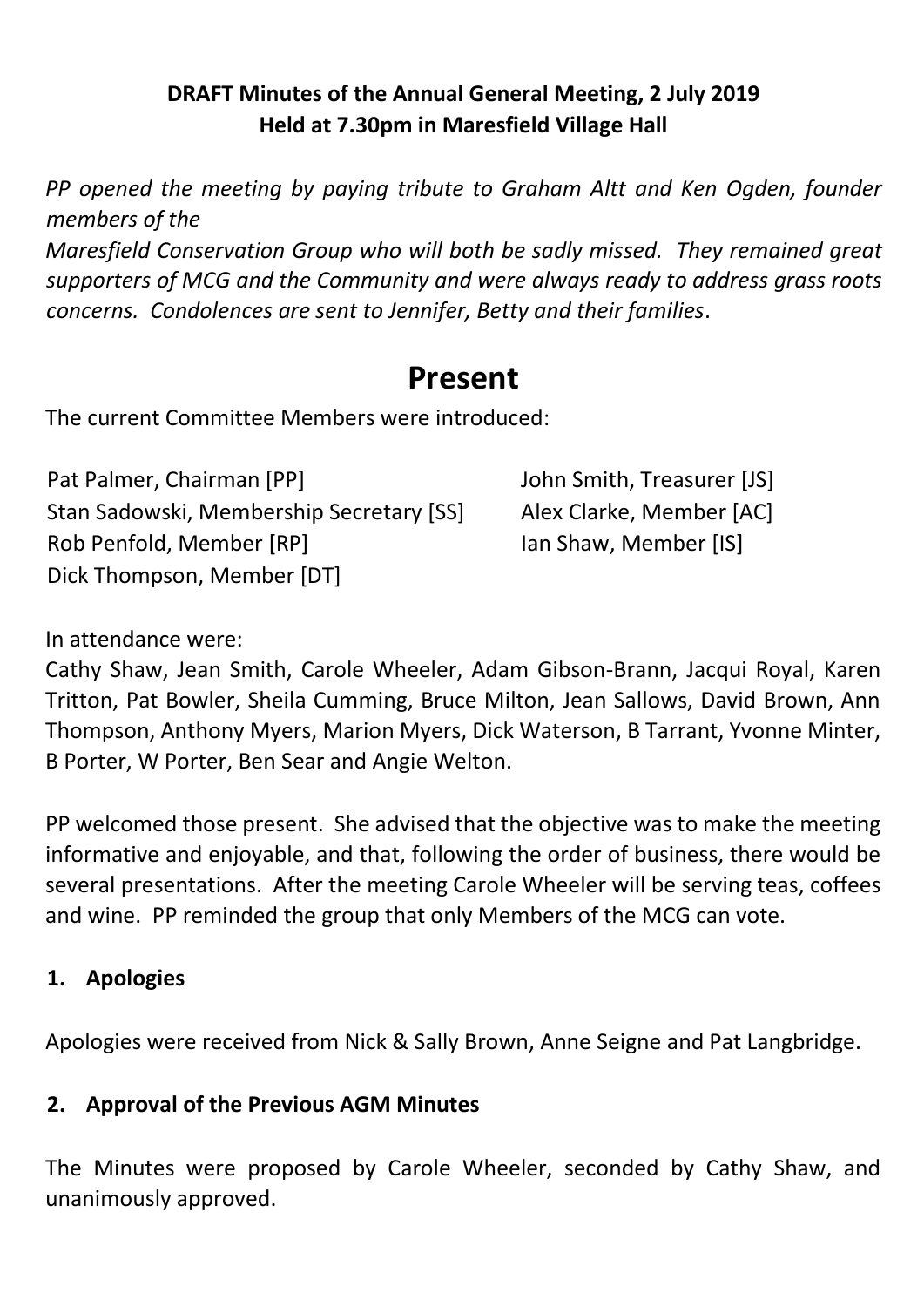**DRAFT Minutes of the Annual General Meeting, 2 July 2019**
**Held at 7.30pm in Maresfield Village Hall**

*PP opened the meeting by paying tribute to Graham Altt and Ken Ogden, founder members of the Maresfield Conservation Group who will both be sadly missed. They remained great supporters of MCG and the Community and were always ready to address grass roots concerns. Condolences are sent to Jennifer, Betty and their families*.

# Present

The current Committee Members were introduced:

Pat Palmer, Chairman [PP]
Stan Sadowski, Membership Secretary [SS]
Rob Penfold, Member [RP]
Dick Thompson, Member [DT]
John Smith, Treasurer [JS]
Alex Clarke, Member [AC]
Ian Shaw, Member [IS]

In attendance were:
Cathy Shaw, Jean Smith, Carole Wheeler, Adam Gibson-Brann, Jacqui Royal, Karen Tritton, Pat Bowler, Sheila Cumming, Bruce Milton, Jean Sallows, David Brown, Ann Thompson, Anthony Myers, Marion Myers, Dick Waterson, B Tarrant, Yvonne Minter, B Porter, W Porter, Ben Sear and Angie Welton.

PP welcomed those present. She advised that the objective was to make the meeting informative and enjoyable, and that, following the order of business, there would be several presentations. After the meeting Carole Wheeler will be serving teas, coffees and wine. PP reminded the group that only Members of the MCG can vote.

## 1. Apologies

Apologies were received from Nick & Sally Brown, Anne Seigne and Pat Langbridge.

## 2. Approval of the Previous AGM Minutes

The Minutes were proposed by Carole Wheeler, seconded by Cathy Shaw, and unanimously approved.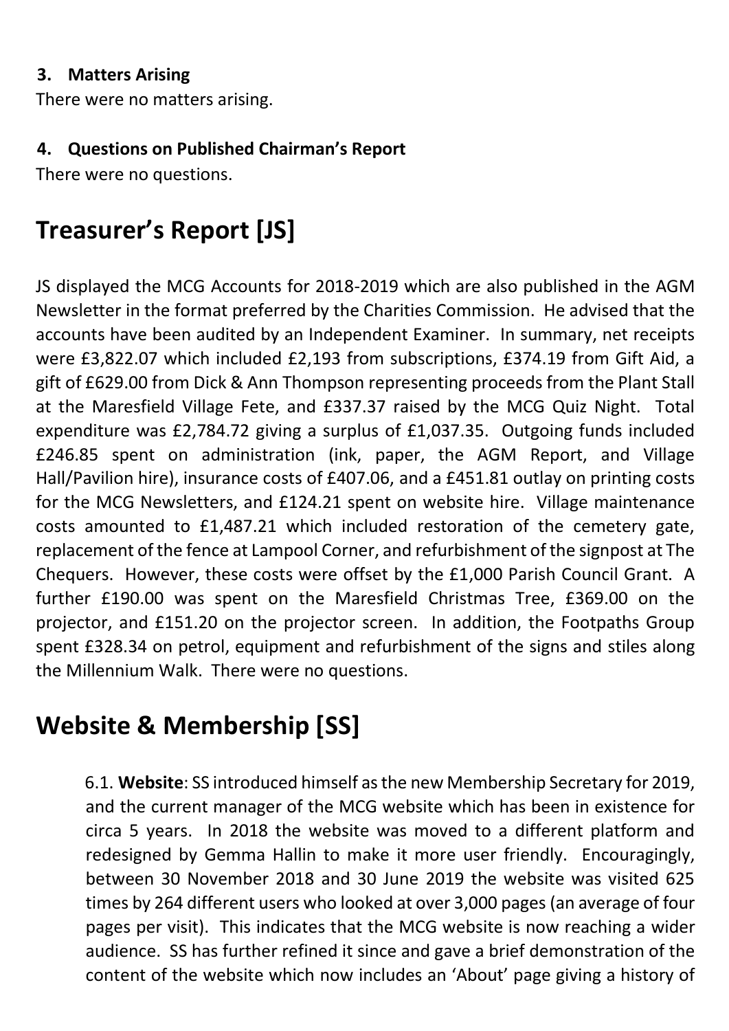### 3. Matters Arising

There were no matters arising.

### 4. Questions on Published Chairman's Report

There were no questions.

## Treasurer's Report [JS]

JS displayed the MCG Accounts for 2018-2019 which are also published in the AGM Newsletter in the format preferred by the Charities Commission. He advised that the accounts have been audited by an Independent Examiner. In summary, net receipts were £3,822.07 which included £2,193 from subscriptions, £374.19 from Gift Aid, a gift of £629.00 from Dick & Ann Thompson representing proceeds from the Plant Stall at the Maresfield Village Fete, and £337.37 raised by the MCG Quiz Night. Total expenditure was £2,784.72 giving a surplus of £1,037.35. Outgoing funds included £246.85 spent on administration (ink, paper, the AGM Report, and Village Hall/Pavilion hire), insurance costs of £407.06, and a £451.81 outlay on printing costs for the MCG Newsletters, and £124.21 spent on website hire. Village maintenance costs amounted to £1,487.21 which included restoration of the cemetery gate, replacement of the fence at Lampool Corner, and refurbishment of the signpost at The Chequers. However, these costs were offset by the £1,000 Parish Council Grant. A further £190.00 was spent on the Maresfield Christmas Tree, £369.00 on the projector, and £151.20 on the projector screen. In addition, the Footpaths Group spent £328.34 on petrol, equipment and refurbishment of the signs and stiles along the Millennium Walk. There were no questions.

## Website & Membership [SS]

6.1. **Website**: SS introduced himself as the new Membership Secretary for 2019, and the current manager of the MCG website which has been in existence for circa 5 years. In 2018 the website was moved to a different platform and redesigned by Gemma Hallin to make it more user friendly. Encouragingly, between 30 November 2018 and 30 June 2019 the website was visited 625 times by 264 different users who looked at over 3,000 pages (an average of four pages per visit). This indicates that the MCG website is now reaching a wider audience. SS has further refined it since and gave a brief demonstration of the content of the website which now includes an 'About' page giving a history of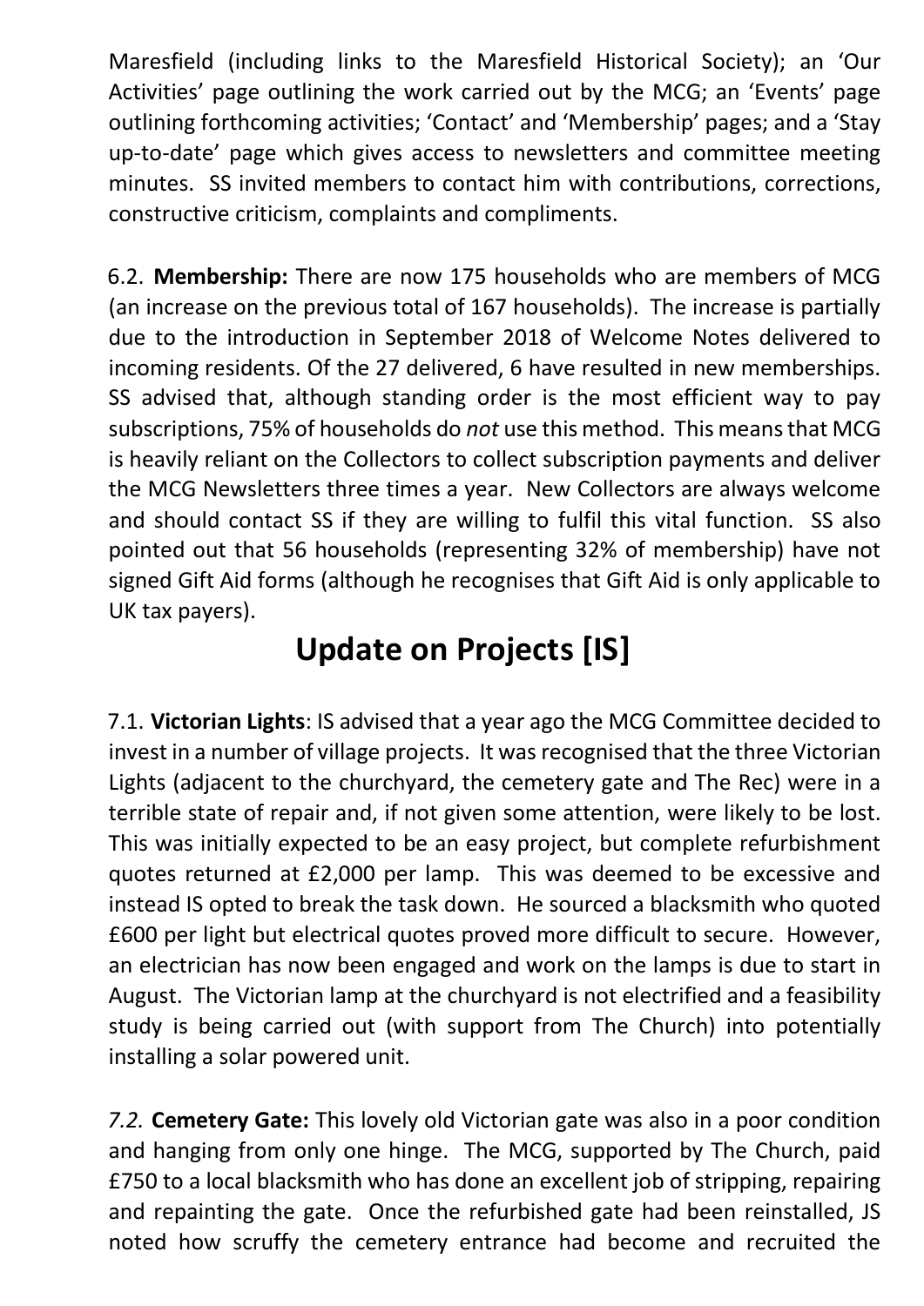Maresfield (including links to the Maresfield Historical Society); an 'Our Activities' page outlining the work carried out by the MCG; an 'Events' page outlining forthcoming activities; 'Contact' and 'Membership' pages; and a 'Stay up-to-date' page which gives access to newsletters and committee meeting minutes. SS invited members to contact him with contributions, corrections, constructive criticism, complaints and compliments.

6.2. **Membership:** There are now 175 households who are members of MCG (an increase on the previous total of 167 households). The increase is partially due to the introduction in September 2018 of Welcome Notes delivered to incoming residents. Of the 27 delivered, 6 have resulted in new memberships. SS advised that, although standing order is the most efficient way to pay subscriptions, 75% of households do *not* use this method. This means that MCG is heavily reliant on the Collectors to collect subscription payments and deliver the MCG Newsletters three times a year. New Collectors are always welcome and should contact SS if they are willing to fulfil this vital function. SS also pointed out that 56 households (representing 32% of membership) have not signed Gift Aid forms (although he recognises that Gift Aid is only applicable to UK tax payers).

## Update on Projects [IS]

7.1. **Victorian Lights**: IS advised that a year ago the MCG Committee decided to invest in a number of village projects. It was recognised that the three Victorian Lights (adjacent to the churchyard, the cemetery gate and The Rec) were in a terrible state of repair and, if not given some attention, were likely to be lost. This was initially expected to be an easy project, but complete refurbishment quotes returned at £2,000 per lamp. This was deemed to be excessive and instead IS opted to break the task down. He sourced a blacksmith who quoted £600 per light but electrical quotes proved more difficult to secure. However, an electrician has now been engaged and work on the lamps is due to start in August. The Victorian lamp at the churchyard is not electrified and a feasibility study is being carried out (with support from The Church) into potentially installing a solar powered unit.

*7.2.* **Cemetery Gate:** This lovely old Victorian gate was also in a poor condition and hanging from only one hinge. The MCG, supported by The Church, paid £750 to a local blacksmith who has done an excellent job of stripping, repairing and repainting the gate. Once the refurbished gate had been reinstalled, JS noted how scruffy the cemetery entrance had become and recruited the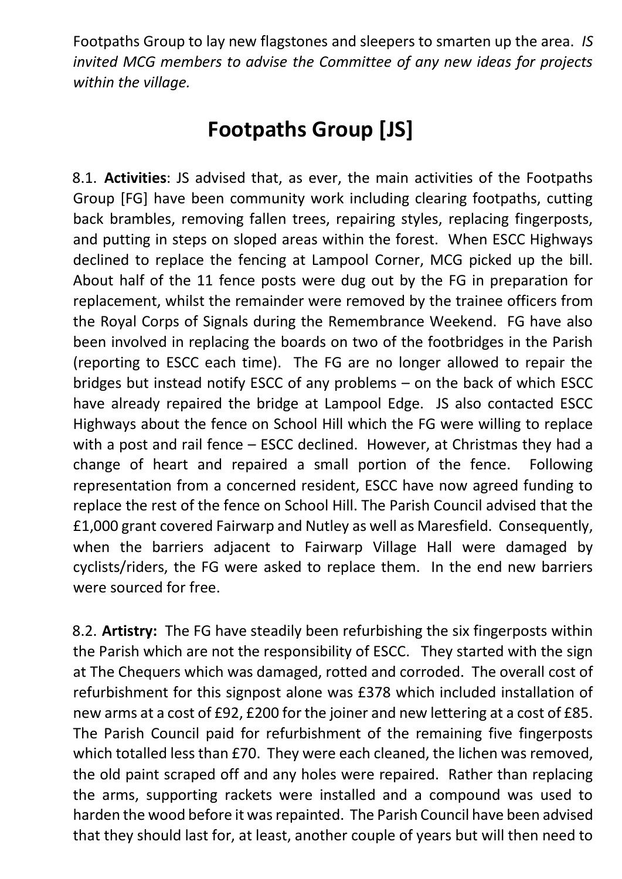Footpaths Group to lay new flagstones and sleepers to smarten up the area. *IS invited MCG members to advise the Committee of any new ideas for projects within the village.*

## Footpaths Group [JS]

8.1. **Activities**: JS advised that, as ever, the main activities of the Footpaths Group [FG] have been community work including clearing footpaths, cutting back brambles, removing fallen trees, repairing styles, replacing fingerposts, and putting in steps on sloped areas within the forest. When ESCC Highways declined to replace the fencing at Lampool Corner, MCG picked up the bill. About half of the 11 fence posts were dug out by the FG in preparation for replacement, whilst the remainder were removed by the trainee officers from the Royal Corps of Signals during the Remembrance Weekend. FG have also been involved in replacing the boards on two of the footbridges in the Parish (reporting to ESCC each time). The FG are no longer allowed to repair the bridges but instead notify ESCC of any problems – on the back of which ESCC have already repaired the bridge at Lampool Edge. JS also contacted ESCC Highways about the fence on School Hill which the FG were willing to replace with a post and rail fence – ESCC declined. However, at Christmas they had a change of heart and repaired a small portion of the fence. Following representation from a concerned resident, ESCC have now agreed funding to replace the rest of the fence on School Hill. The Parish Council advised that the £1,000 grant covered Fairwarp and Nutley as well as Maresfield. Consequently, when the barriers adjacent to Fairwarp Village Hall were damaged by cyclists/riders, the FG were asked to replace them. In the end new barriers were sourced for free.

8.2. **Artistry:** The FG have steadily been refurbishing the six fingerposts within the Parish which are not the responsibility of ESCC. They started with the sign at The Chequers which was damaged, rotted and corroded. The overall cost of refurbishment for this signpost alone was £378 which included installation of new arms at a cost of £92, £200 for the joiner and new lettering at a cost of £85. The Parish Council paid for refurbishment of the remaining five fingerposts which totalled less than £70. They were each cleaned, the lichen was removed, the old paint scraped off and any holes were repaired. Rather than replacing the arms, supporting rackets were installed and a compound was used to harden the wood before it was repainted. The Parish Council have been advised that they should last for, at least, another couple of years but will then need to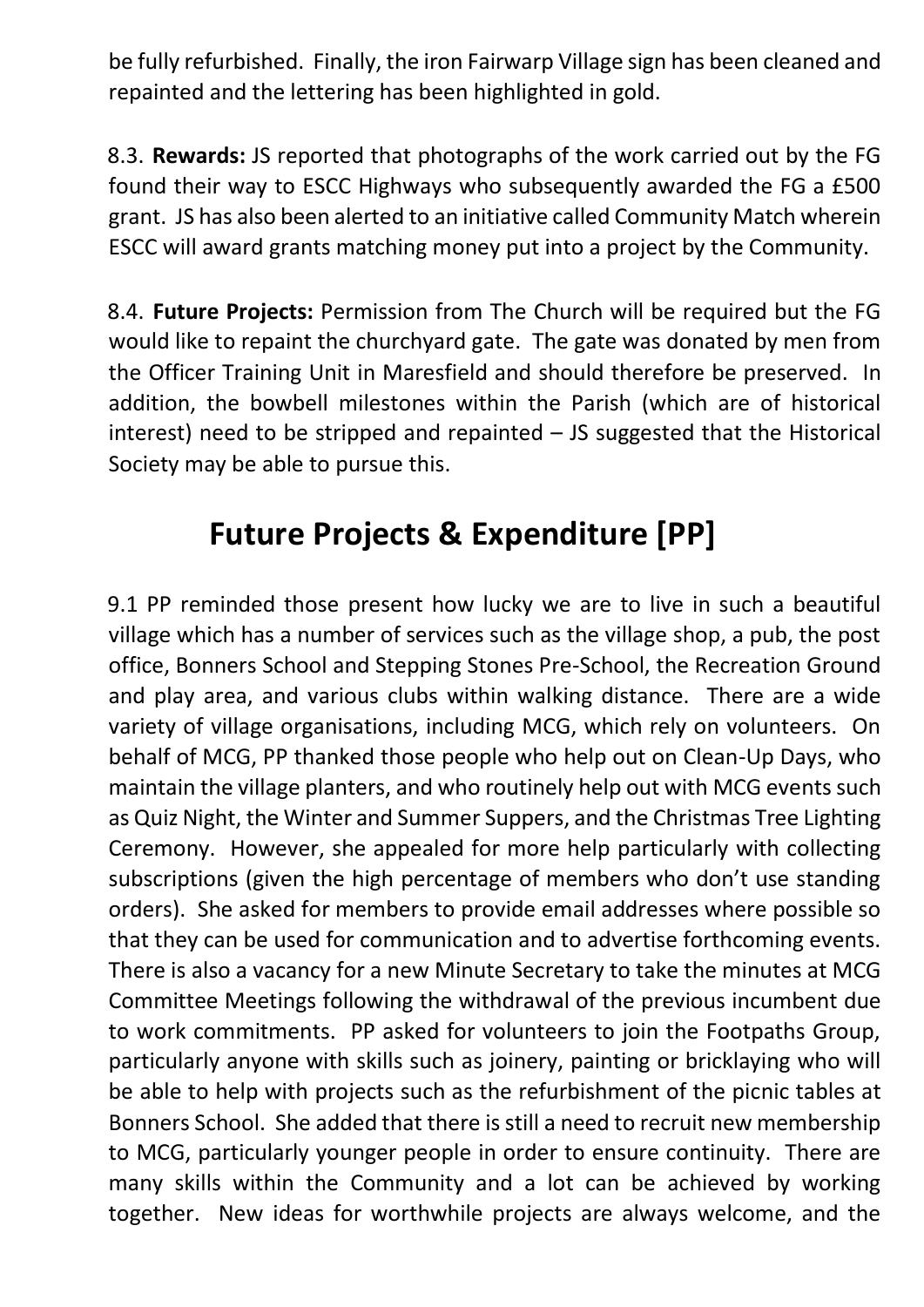be fully refurbished. Finally, the iron Fairwarp Village sign has been cleaned and repainted and the lettering has been highlighted in gold.

8.3. **Rewards:** JS reported that photographs of the work carried out by the FG found their way to ESCC Highways who subsequently awarded the FG a £500 grant. JS has also been alerted to an initiative called Community Match wherein ESCC will award grants matching money put into a project by the Community.

8.4. **Future Projects:** Permission from The Church will be required but the FG would like to repaint the churchyard gate. The gate was donated by men from the Officer Training Unit in Maresfield and should therefore be preserved. In addition, the bowbell milestones within the Parish (which are of historical interest) need to be stripped and repainted – JS suggested that the Historical Society may be able to pursue this.

# Future Projects & Expenditure [PP]

9.1 PP reminded those present how lucky we are to live in such a beautiful village which has a number of services such as the village shop, a pub, the post office, Bonners School and Stepping Stones Pre-School, the Recreation Ground and play area, and various clubs within walking distance. There are a wide variety of village organisations, including MCG, which rely on volunteers. On behalf of MCG, PP thanked those people who help out on Clean-Up Days, who maintain the village planters, and who routinely help out with MCG events such as Quiz Night, the Winter and Summer Suppers, and the Christmas Tree Lighting Ceremony. However, she appealed for more help particularly with collecting subscriptions (given the high percentage of members who don't use standing orders). She asked for members to provide email addresses where possible so that they can be used for communication and to advertise forthcoming events. There is also a vacancy for a new Minute Secretary to take the minutes at MCG Committee Meetings following the withdrawal of the previous incumbent due to work commitments. PP asked for volunteers to join the Footpaths Group, particularly anyone with skills such as joinery, painting or bricklaying who will be able to help with projects such as the refurbishment of the picnic tables at Bonners School. She added that there is still a need to recruit new membership to MCG, particularly younger people in order to ensure continuity. There are many skills within the Community and a lot can be achieved by working together. New ideas for worthwhile projects are always welcome, and the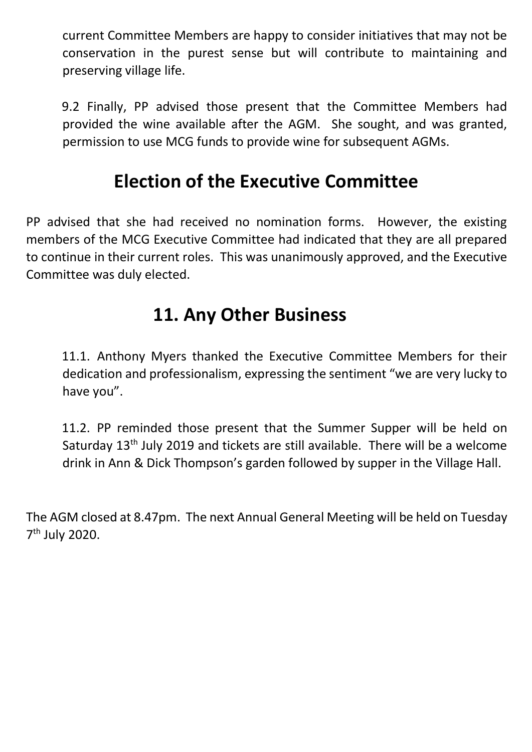current Committee Members are happy to consider initiatives that may not be conservation in the purest sense but will contribute to maintaining and preserving village life.

9.2 Finally, PP advised those present that the Committee Members had provided the wine available after the AGM. She sought, and was granted, permission to use MCG funds to provide wine for subsequent AGMs.

## Election of the Executive Committee

PP advised that she had received no nomination forms. However, the existing members of the MCG Executive Committee had indicated that they are all prepared to continue in their current roles. This was unanimously approved, and the Executive Committee was duly elected.

## 11. Any Other Business

11.1. Anthony Myers thanked the Executive Committee Members for their dedication and professionalism, expressing the sentiment "we are very lucky to have you".

11.2. PP reminded those present that the Summer Supper will be held on Saturday 13th July 2019 and tickets are still available. There will be a welcome drink in Ann & Dick Thompson's garden followed by supper in the Village Hall.

The AGM closed at 8.47pm. The next Annual General Meeting will be held on Tuesday 7th July 2020.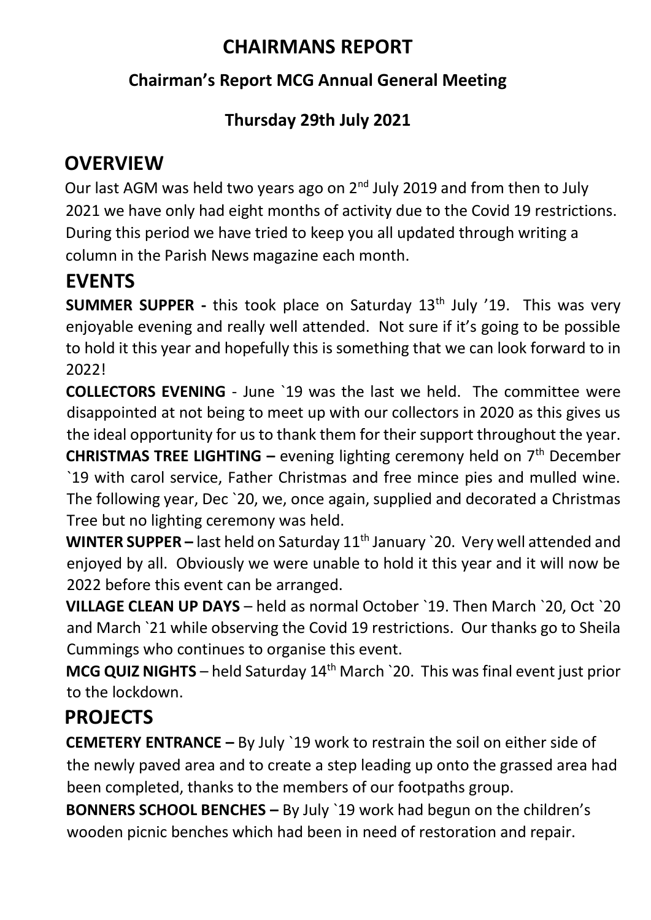# CHAIRMANS REPORT

## Chairman's Report MCG Annual General Meeting

## Thursday 29th July 2021

## OVERVIEW

Our last AGM was held two years ago on 2nd July 2019 and from then to July 2021 we have only had eight months of activity due to the Covid 19 restrictions. During this period we have tried to keep you all updated through writing a column in the Parish News magazine each month.

## EVENTS

**SUMMER SUPPER -** this took place on Saturday 13th July '19. This was very enjoyable evening and really well attended. Not sure if it's going to be possible to hold it this year and hopefully this is something that we can look forward to in 2022!

**COLLECTORS EVENING** - June `19 was the last we held. The committee were disappointed at not being to meet up with our collectors in 2020 as this gives us the ideal opportunity for us to thank them for their support throughout the year.

**CHRISTMAS TREE LIGHTING –** evening lighting ceremony held on 7th December `19 with carol service, Father Christmas and free mince pies and mulled wine. The following year, Dec `20, we, once again, supplied and decorated a Christmas Tree but no lighting ceremony was held.

**WINTER SUPPER –** last held on Saturday 11th January `20. Very well attended and enjoyed by all. Obviously we were unable to hold it this year and it will now be 2022 before this event can be arranged.

**VILLAGE CLEAN UP DAYS** – held as normal October `19. Then March `20, Oct `20 and March `21 while observing the Covid 19 restrictions. Our thanks go to Sheila Cummings who continues to organise this event.

**MCG QUIZ NIGHTS** – held Saturday 14th March `20. This was final event just prior to the lockdown.

## PROJECTS

**CEMETERY ENTRANCE –** By July `19 work to restrain the soil on either side of the newly paved area and to create a step leading up onto the grassed area had been completed, thanks to the members of our footpaths group.

**BONNERS SCHOOL BENCHES –** By July `19 work had begun on the children's wooden picnic benches which had been in need of restoration and repair.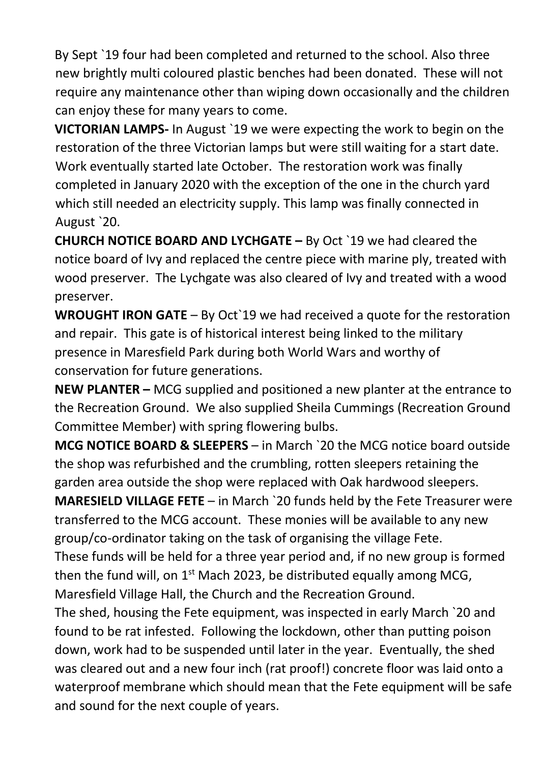By Sept `19 four had been completed and returned to the school. Also three new brightly multi coloured plastic benches had been donated. These will not require any maintenance other than wiping down occasionally and the children can enjoy these for many years to come.

**VICTORIAN LAMPS-** In August `19 we were expecting the work to begin on the restoration of the three Victorian lamps but were still waiting for a start date. Work eventually started late October. The restoration work was finally completed in January 2020 with the exception of the one in the church yard which still needed an electricity supply. This lamp was finally connected in August `20.

**CHURCH NOTICE BOARD AND LYCHGATE –** By Oct `19 we had cleared the notice board of Ivy and replaced the centre piece with marine ply, treated with wood preserver. The Lychgate was also cleared of Ivy and treated with a wood preserver.

**WROUGHT IRON GATE** – By Oct`19 we had received a quote for the restoration and repair. This gate is of historical interest being linked to the military presence in Maresfield Park during both World Wars and worthy of conservation for future generations.

**NEW PLANTER –** MCG supplied and positioned a new planter at the entrance to the Recreation Ground. We also supplied Sheila Cummings (Recreation Ground Committee Member) with spring flowering bulbs.

**MCG NOTICE BOARD & SLEEPERS** – in March `20 the MCG notice board outside the shop was refurbished and the crumbling, rotten sleepers retaining the garden area outside the shop were replaced with Oak hardwood sleepers.

**MARESIELD VILLAGE FETE** – in March `20 funds held by the Fete Treasurer were transferred to the MCG account. These monies will be available to any new group/co-ordinator taking on the task of organising the village Fete.

These funds will be held for a three year period and, if no new group is formed then the fund will, on 1st Mach 2023, be distributed equally among MCG, Maresfield Village Hall, the Church and the Recreation Ground.

The shed, housing the Fete equipment, was inspected in early March `20 and found to be rat infested. Following the lockdown, other than putting poison down, work had to be suspended until later in the year. Eventually, the shed was cleared out and a new four inch (rat proof!) concrete floor was laid onto a waterproof membrane which should mean that the Fete equipment will be safe and sound for the next couple of years.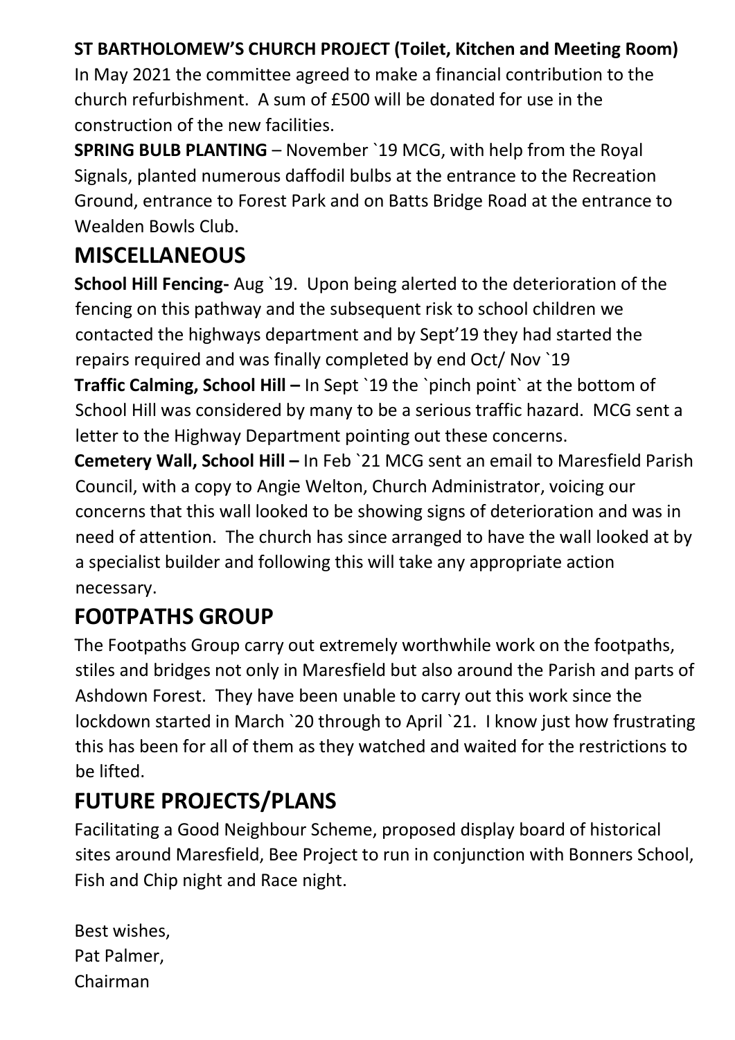**ST BARTHOLOMEW'S CHURCH PROJECT (Toilet, Kitchen and Meeting Room)**
In May 2021 the committee agreed to make a financial contribution to the church refurbishment. A sum of £500 will be donated for use in the construction of the new facilities.

**SPRING BULB PLANTING** – November `19 MCG, with help from the Royal Signals, planted numerous daffodil bulbs at the entrance to the Recreation Ground, entrance to Forest Park and on Batts Bridge Road at the entrance to Wealden Bowls Club.

## MISCELLANEOUS

**School Hill Fencing-** Aug `19. Upon being alerted to the deterioration of the fencing on this pathway and the subsequent risk to school children we contacted the highways department and by Sept'19 they had started the repairs required and was finally completed by end Oct/ Nov `19

**Traffic Calming, School Hill –** In Sept `19 the `pinch point` at the bottom of School Hill was considered by many to be a serious traffic hazard. MCG sent a letter to the Highway Department pointing out these concerns.

**Cemetery Wall, School Hill –** In Feb `21 MCG sent an email to Maresfield Parish Council, with a copy to Angie Welton, Church Administrator, voicing our concerns that this wall looked to be showing signs of deterioration and was in need of attention. The church has since arranged to have the wall looked at by a specialist builder and following this will take any appropriate action necessary.

## FO0TPATHS GROUP

The Footpaths Group carry out extremely worthwhile work on the footpaths, stiles and bridges not only in Maresfield but also around the Parish and parts of Ashdown Forest. They have been unable to carry out this work since the lockdown started in March `20 through to April `21. I know just how frustrating this has been for all of them as they watched and waited for the restrictions to be lifted.

## FUTURE PROJECTS/PLANS

Facilitating a Good Neighbour Scheme, proposed display board of historical sites around Maresfield, Bee Project to run in conjunction with Bonners School, Fish and Chip night and Race night.

Best wishes,
Pat Palmer,
Chairman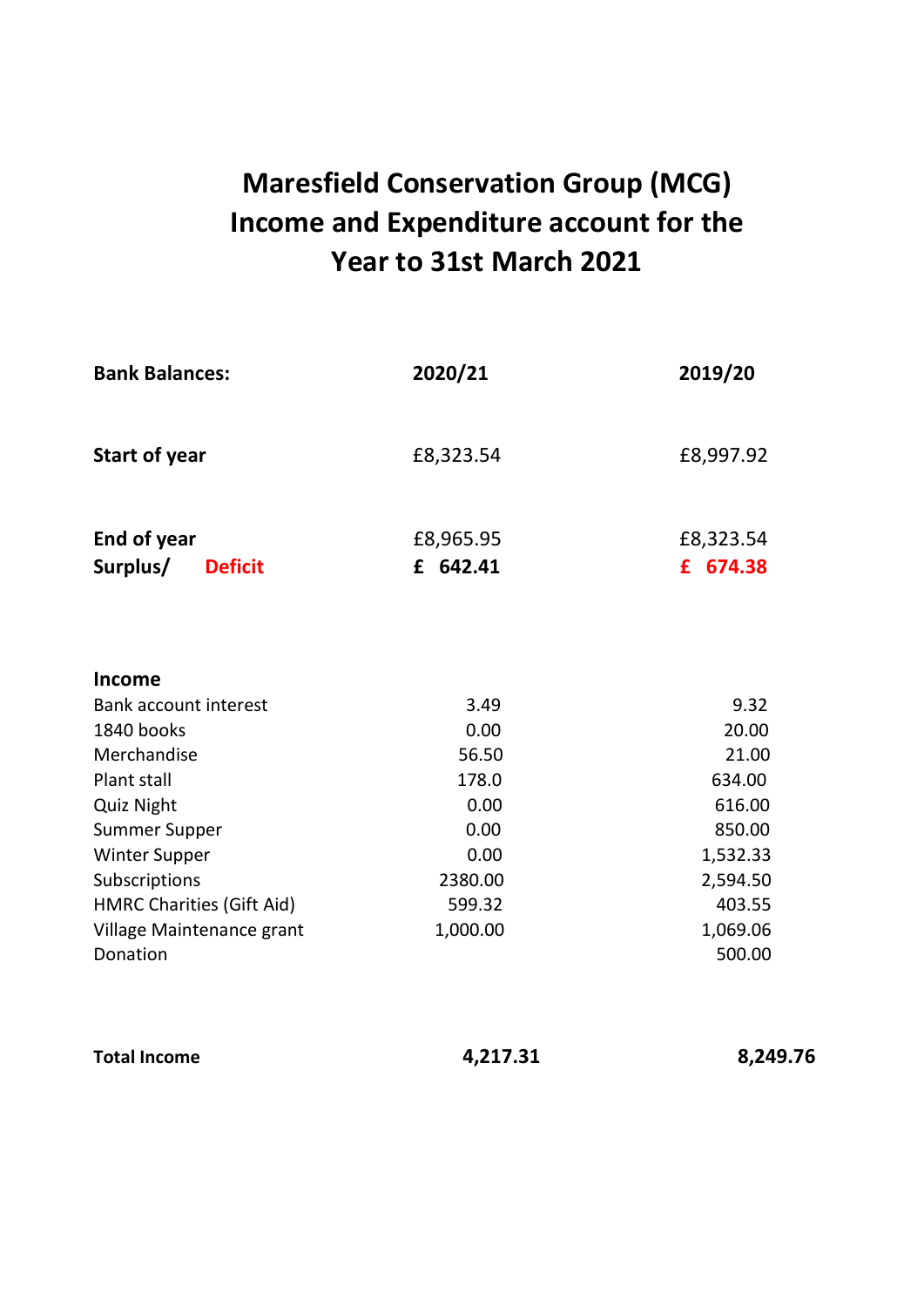# Maresfield Conservation Group (MCG) Income and Expenditure account for the Year to 31st March 2021

| **Bank Balances:** | **2020/21** | **2019/20** |
|---|---|---|
| **Start of year** | £8,323.54 | £8,997.92 |
| **End of year** | £8,965.95 | £8,323.54 |
| **Surplus/ Deficit** | **£ 642.41** | **£ 674.38** |

| **Income** | | |
|---|---|---|
| Bank account interest | 3.49 | 9.32 |
| 1840 books | 0.00 | 20.00 |
| Merchandise | 56.50 | 21.00 |
| Plant stall | 178.0 | 634.00 |
| Quiz Night | 0.00 | 616.00 |
| Summer Supper | 0.00 | 850.00 |
| Winter Supper | 0.00 | 1,532.33 |
| Subscriptions | 2380.00 | 2,594.50 |
| HMRC Charities (Gift Aid) | 599.32 | 403.55 |
| Village Maintenance grant | 1,000.00 | 1,069.06 |
| Donation | | 500.00 |
| **Total Income** | **4,217.31** | **8,249.76** |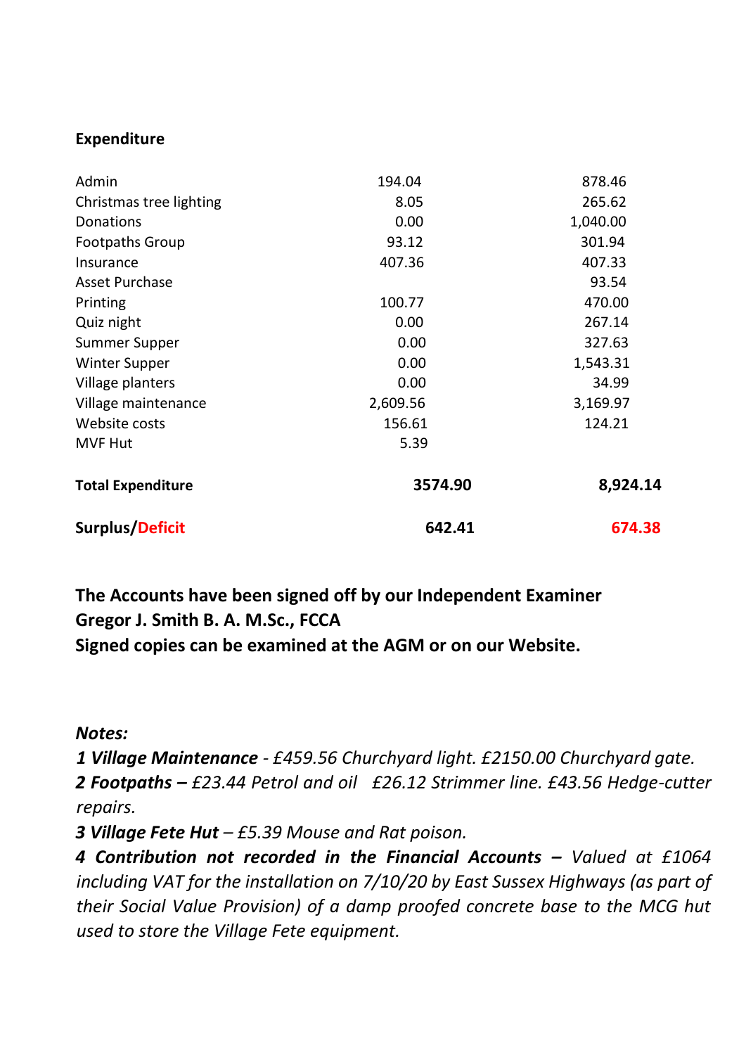**Expenditure**

| | | |
|---|---|---|
| Admin | 194.04 | 878.46 |
| Christmas tree lighting | 8.05 | 265.62 |
| Donations | 0.00 | 1,040.00 |
| Footpaths Group | 93.12 | 301.94 |
| Insurance | 407.36 | 407.33 |
| Asset Purchase | | 93.54 |
| Printing | 100.77 | 470.00 |
| Quiz night | 0.00 | 267.14 |
| Summer Supper | 0.00 | 327.63 |
| Winter Supper | 0.00 | 1,543.31 |
| Village planters | 0.00 | 34.99 |
| Village maintenance | 2,609.56 | 3,169.97 |
| Website costs | 156.61 | 124.21 |
| MVF Hut | 5.39 | |
| **Total Expenditure** | **3574.90** | **8,924.14** |
| **Surplus/Deficit** | **642.41** | **674.38** |

**The Accounts have been signed off by our Independent Examiner**
**Gregor J. Smith B. A. M.Sc., FCCA**
**Signed copies can be examined at the AGM or on our Website.**

***Notes:***

***1 Village Maintenance*** *- £459.56 Churchyard light. £2150.00 Churchyard gate.*

***2 Footpaths –*** *£23.44 Petrol and oil £26.12 Strimmer line. £43.56 Hedge-cutter repairs.*

***3 Village Fete Hut*** *– £5.39 Mouse and Rat poison.*

***4 Contribution not recorded in the Financial Accounts –*** *Valued at £1064 including VAT for the installation on 7/10/20 by East Sussex Highways (as part of their Social Value Provision) of a damp proofed concrete base to the MCG hut used to store the Village Fete equipment.*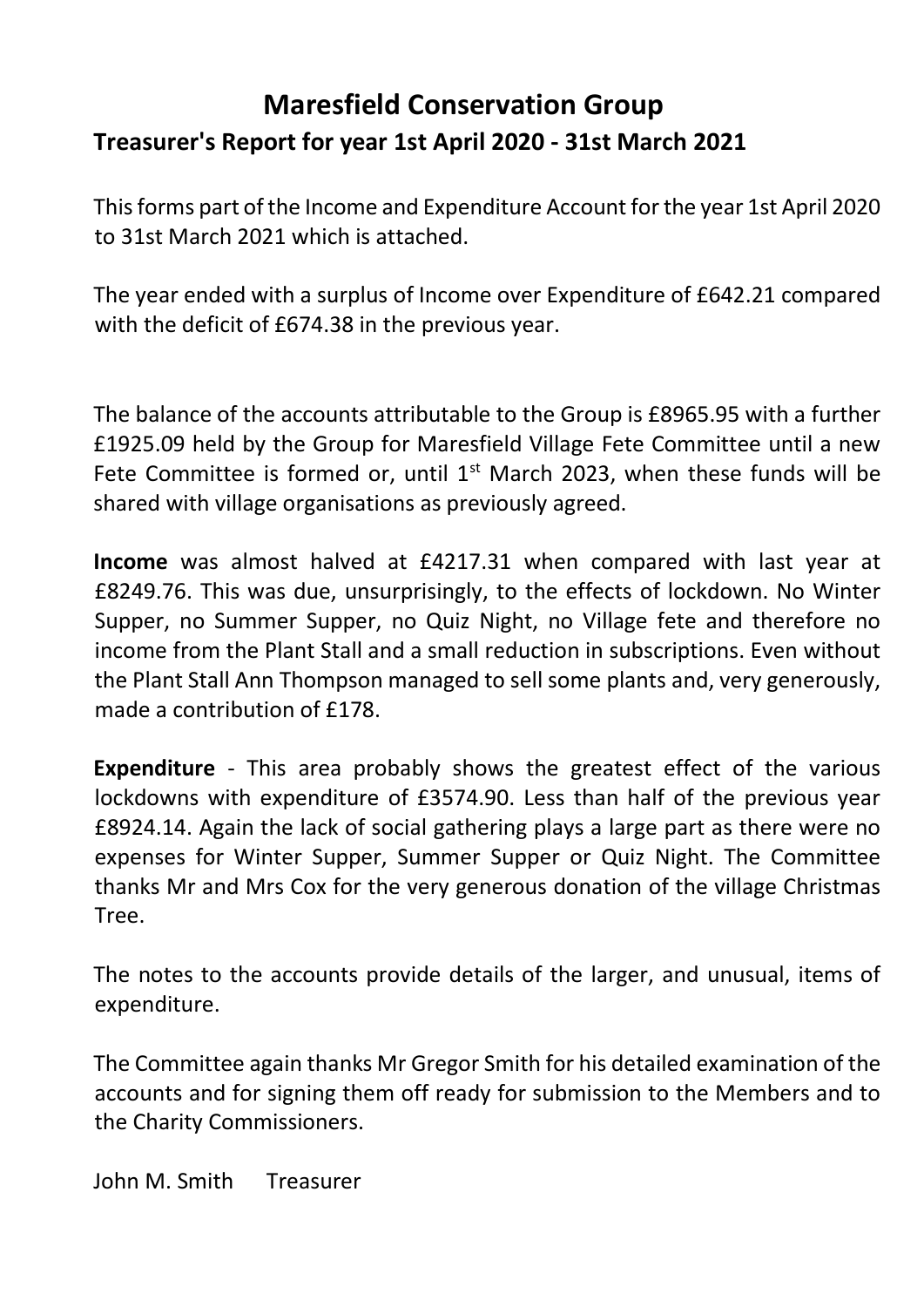# Maresfield Conservation Group

## Treasurer's Report for year 1st April 2020 - 31st March 2021

This forms part of the Income and Expenditure Account for the year 1st April 2020 to 31st March 2021 which is attached.

The year ended with a surplus of Income over Expenditure of £642.21 compared with the deficit of £674.38 in the previous year.

The balance of the accounts attributable to the Group is £8965.95 with a further £1925.09 held by the Group for Maresfield Village Fete Committee until a new Fete Committee is formed or, until 1st March 2023, when these funds will be shared with village organisations as previously agreed.

**Income** was almost halved at £4217.31 when compared with last year at £8249.76. This was due, unsurprisingly, to the effects of lockdown. No Winter Supper, no Summer Supper, no Quiz Night, no Village fete and therefore no income from the Plant Stall and a small reduction in subscriptions. Even without the Plant Stall Ann Thompson managed to sell some plants and, very generously, made a contribution of £178.

**Expenditure** - This area probably shows the greatest effect of the various lockdowns with expenditure of £3574.90. Less than half of the previous year £8924.14. Again the lack of social gathering plays a large part as there were no expenses for Winter Supper, Summer Supper or Quiz Night. The Committee thanks Mr and Mrs Cox for the very generous donation of the village Christmas Tree.

The notes to the accounts provide details of the larger, and unusual, items of expenditure.

The Committee again thanks Mr Gregor Smith for his detailed examination of the accounts and for signing them off ready for submission to the Members and to the Charity Commissioners.

John M. Smith Treasurer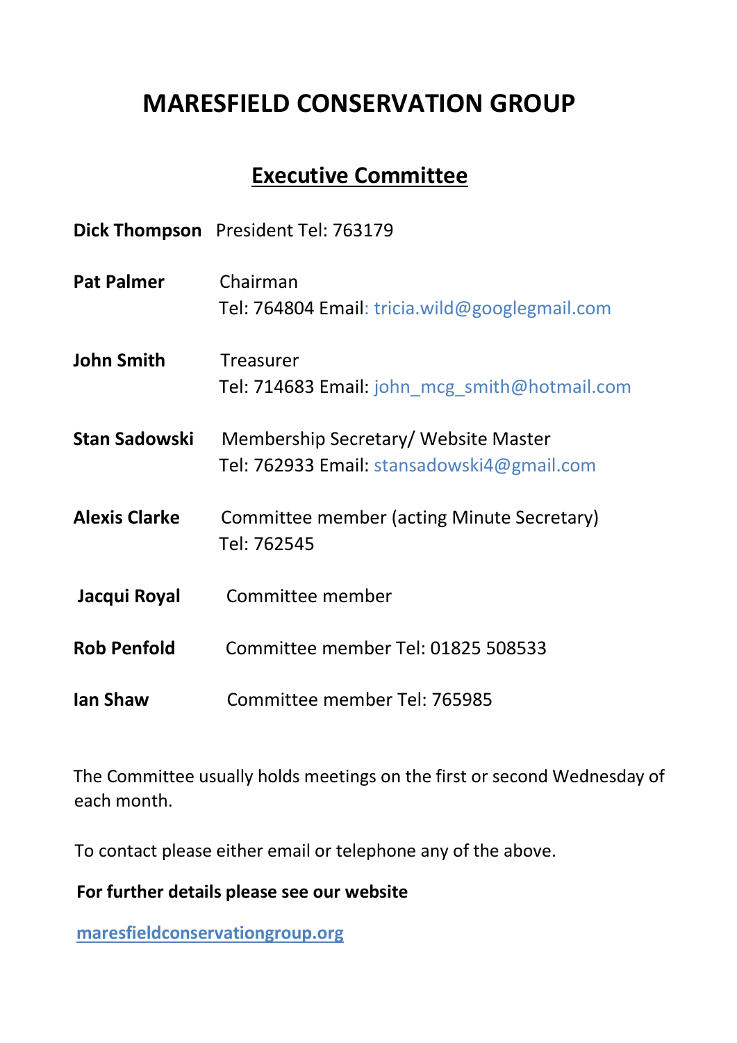# MARESFIELD CONSERVATION GROUP

## Executive Committee

**Dick Thompson** President Tel: 763179

**Pat Palmer** Chairman
Tel: 764804 Email: tricia.wild@googlegmail.com

**John Smith** Treasurer
Tel: 714683 Email: john_mcg_smith@hotmail.com

**Stan Sadowski** Membership Secretary/ Website Master
Tel: 762933 Email: stansadowski4@gmail.com

**Alexis Clarke** Committee member (acting Minute Secretary)
Tel: 762545

**Jacqui Royal** Committee member

**Rob Penfold** Committee member Tel: 01825 508533

**Ian Shaw** Committee member Tel: 765985

The Committee usually holds meetings on the first or second Wednesday of each month.

To contact please either email or telephone any of the above.

**For further details please see our website**

**maresfieldconservationgroup.org**